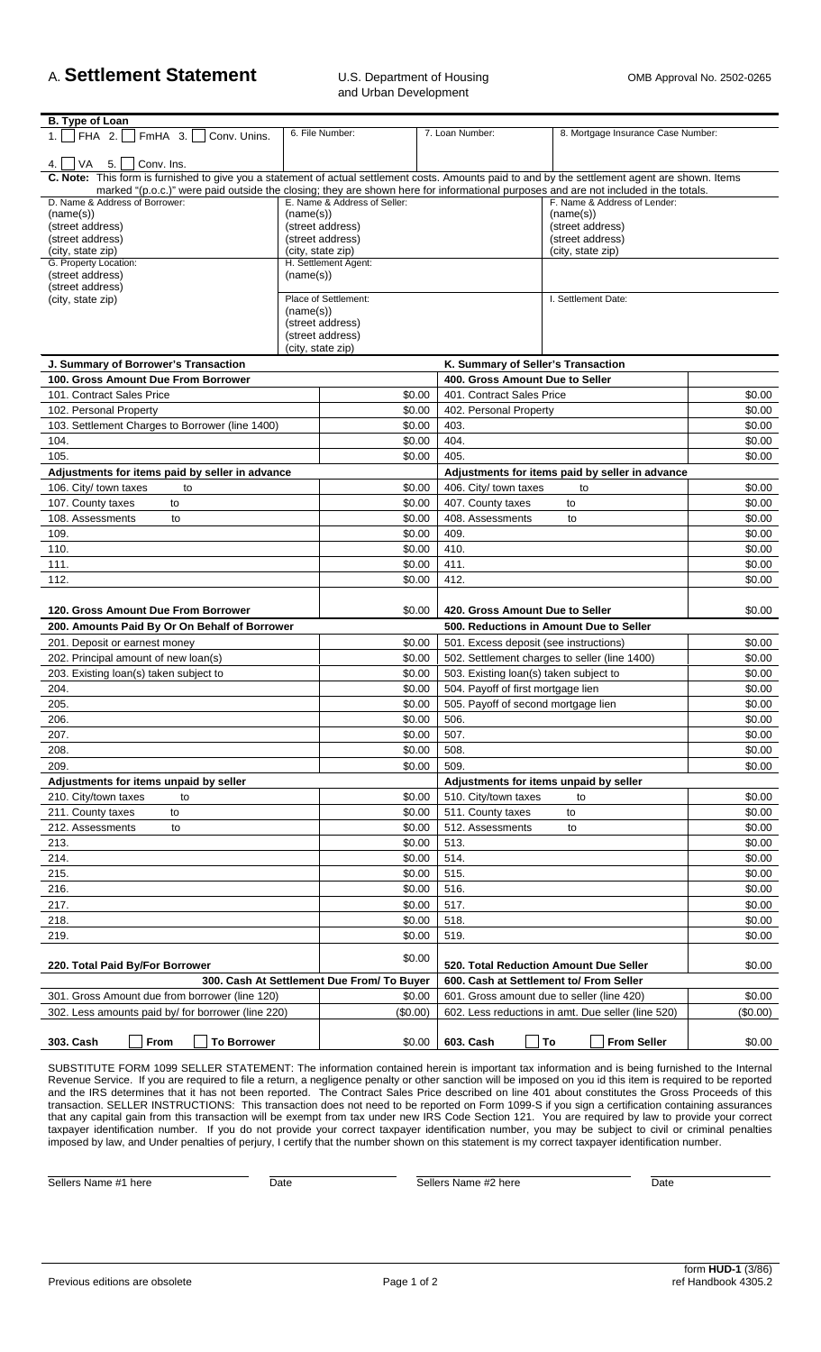# A. Settlement Statement

U.S. Department of Housing and Urban Development

OMB Approval No. 2502-0265

**B. Type of Loan**

| | 6. File Number: | 7. Loan Number: | 8. Mortgage Insurance Case Number: |
|---|---|---|---|
| 1. ☐ FHA 2. ☐ FmHA 3. ☐ Conv. Unins. 4. ☐ VA 5. ☐ Conv. Ins. | | | |

**C. Note:** This form is furnished to give you a statement of actual settlement costs. Amounts paid to and by the settlement agent are shown. Items marked "(p.o.c.)" were paid outside the closing; they are shown here for informational purposes and are not included in the totals.

| D. Name & Address of Borrower: | E. Name & Address of Seller: | F. Name & Address of Lender: |
|---|---|---|
| (name(s)) (street address) (street address) (city, state zip) | (name(s)) (street address) (street address) (city, state zip) | (name(s)) (street address) (street address) (city, state zip) |
| G. Property Location: (street address) (street address) (city, state zip) | H. Settlement Agent: (name(s)) | |
| | Place of Settlement: (name(s)) (street address) (street address) (city, state zip) | I. Settlement Date: |

| J. Summary of Borrower's Transaction | | K. Summary of Seller's Transaction | |
|---|---|---|---|
| **100. Gross Amount Due From Borrower** | | **400. Gross Amount Due to Seller** | |
| 101. Contract Sales Price | $0.00 | 401. Contract Sales Price | $0.00 |
| 102. Personal Property | $0.00 | 402. Personal Property | $0.00 |
| 103. Settlement Charges to Borrower (line 1400) | $0.00 | 403. | $0.00 |
| 104. | $0.00 | 404. | $0.00 |
| 105. | $0.00 | 405. | $0.00 |
| **Adjustments for items paid by seller in advance** | | **Adjustments for items paid by seller in advance** | |
| 106. City/ town taxes to | $0.00 | 406. City/ town taxes to | $0.00 |
| 107. County taxes to | $0.00 | 407. County taxes to | $0.00 |
| 108. Assessments to | $0.00 | 408. Assessments to | $0.00 |
| 109. | $0.00 | 409. | $0.00 |
| 110. | $0.00 | 410. | $0.00 |
| 111. | $0.00 | 411. | $0.00 |
| 112. | $0.00 | 412. | $0.00 |
| **120. Gross Amount Due From Borrower** | $0.00 | **420. Gross Amount Due to Seller** | $0.00 |
| **200. Amounts Paid By Or On Behalf of Borrower** | | **500. Reductions in Amount Due to Seller** | |
| 201. Deposit or earnest money | $0.00 | 501. Excess deposit (see instructions) | $0.00 |
| 202. Principal amount of new loan(s) | $0.00 | 502. Settlement charges to seller (line 1400) | $0.00 |
| 203. Existing loan(s) taken subject to | $0.00 | 503. Existing loan(s) taken subject to | $0.00 |
| 204. | $0.00 | 504. Payoff of first mortgage lien | $0.00 |
| 205. | $0.00 | 505. Payoff of second mortgage lien | $0.00 |
| 206. | $0.00 | 506. | $0.00 |
| 207. | $0.00 | 507. | $0.00 |
| 208. | $0.00 | 508. | $0.00 |
| 209. | $0.00 | 509. | $0.00 |
| **Adjustments for items unpaid by seller** | | **Adjustments for items unpaid by seller** | |
| 210. City/town taxes to | $0.00 | 510. City/town taxes to | $0.00 |
| 211. County taxes to | $0.00 | 511. County taxes to | $0.00 |
| 212. Assessments to | $0.00 | 512. Assessments to | $0.00 |
| 213. | $0.00 | 513. | $0.00 |
| 214. | $0.00 | 514. | $0.00 |
| 215. | $0.00 | 515. | $0.00 |
| 216. | $0.00 | 516. | $0.00 |
| 217. | $0.00 | 517. | $0.00 |
| 218. | $0.00 | 518. | $0.00 |
| 219. | $0.00 | 519. | $0.00 |
| **220. Total Paid By/For Borrower** | $0.00 | **520. Total Reduction Amount Due Seller** | $0.00 |
| **300. Cash At Settlement Due From/ To Buyer** | | **600. Cash at Settlement to/ From Seller** | |
| 301. Gross Amount due from borrower (line 120) | $0.00 | 601. Gross amount due to seller (line 420) | $0.00 |
| 302. Less amounts paid by/ for borrower (line 220) | ($0.00) | 602. Less reductions in amt. Due seller (line 520) | ($0.00) |
| **303. Cash** ☐ **From** ☐ **To Borrower** | $0.00 | **603. Cash** ☐ **To** ☐ **From Seller** | $0.00 |

SUBSTITUTE FORM 1099 SELLER STATEMENT: The information contained herein is important tax information and is being furnished to the Internal Revenue Service. If you are required to file a return, a negligence penalty or other sanction will be imposed on you id this item is required to be reported and the IRS determines that it has not been reported. The Contract Sales Price described on line 401 above constitutes the Gross Proceeds of this transaction. SELLER INSTRUCTIONS: This transaction does not need to be reported on Form 1099-S if you sign a certification containing assurances that any capital gain from this transaction will be exempt from tax under new IRS Code Section 121. You are required by law to provide your correct taxpayer identification number. If you do not provide your correct taxpayer identification number, you may be subject to civil or criminal penalties imposed by law, and Under penalties of perjury, I certify that the number shown on this statement is my correct taxpayer identification number.

| Sellers Name #1 here | Date | Sellers Name #2 here | Date |
|---|---|---|---|

Previous editions are obsolete

form **HUD-1** (3/86)
ref Handbook 4305.2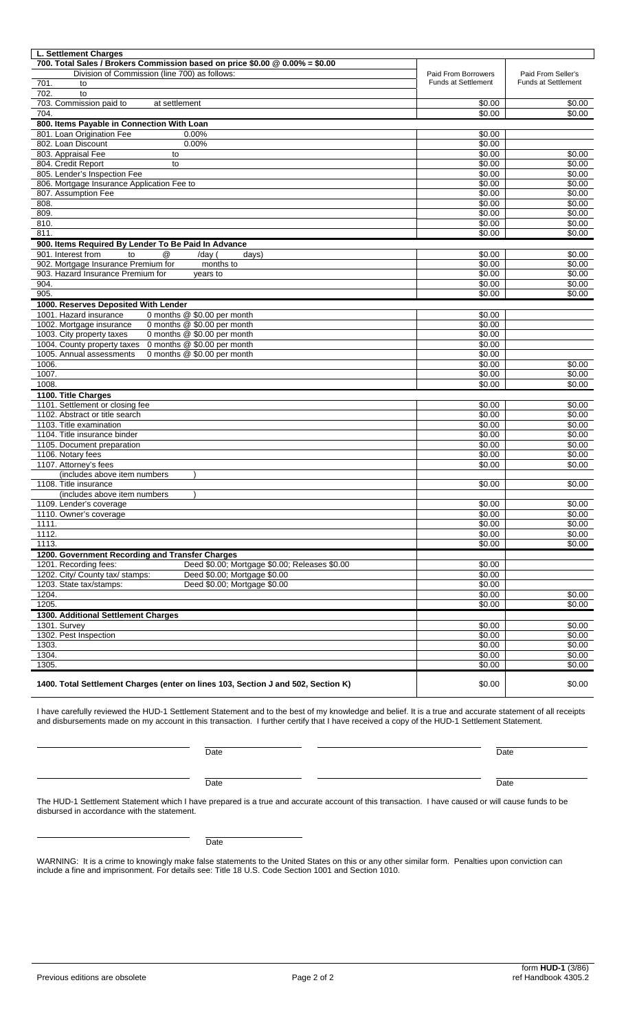| L. Settlement Charges | | |
|---|---|---|
| **700. Total Sales / Brokers Commission based on price $0.00 @ 0.00% = $0.00** | | |
| Division of Commission (line 700) as follows: | Paid From Borrowers Funds at Settlement | Paid From Seller's Funds at Settlement |
| 701. to | | |
| 702. to | | |
| 703. Commission paid to at settlement | $0.00 | $0.00 |
| 704. | $0.00 | $0.00 |
| **800. Items Payable in Connection With Loan** | | |
| 801. Loan Origination Fee 0.00% | $0.00 | |
| 802. Loan Discount 0.00% | $0.00 | |
| 803. Appraisal Fee to | $0.00 | $0.00 |
| 804. Credit Report to | $0.00 | $0.00 |
| 805. Lender's Inspection Fee | $0.00 | $0.00 |
| 806. Mortgage Insurance Application Fee to | $0.00 | $0.00 |
| 807. Assumption Fee | $0.00 | $0.00 |
| 808. | $0.00 | $0.00 |
| 809. | $0.00 | $0.00 |
| 810. | $0.00 | $0.00 |
| 811. | $0.00 | $0.00 |
| **900. Items Required By Lender To Be Paid In Advance** | | |
| 901. Interest from to @ /day ( days) | $0.00 | $0.00 |
| 902. Mortgage Insurance Premium for months to | $0.00 | $0.00 |
| 903. Hazard Insurance Premium for years to | $0.00 | $0.00 |
| 904. | $0.00 | $0.00 |
| 905. | $0.00 | $0.00 |
| **1000. Reserves Deposited With Lender** | | |
| 1001. Hazard insurance 0 months @ $0.00 per month | $0.00 | |
| 1002. Mortgage insurance 0 months @ $0.00 per month | $0.00 | |
| 1003. City property taxes 0 months @ $0.00 per month | $0.00 | |
| 1004. County property taxes 0 months @ $0.00 per month | $0.00 | |
| 1005. Annual assessments 0 months @ $0.00 per month | $0.00 | |
| 1006. | $0.00 | $0.00 |
| 1007. | $0.00 | $0.00 |
| 1008. | $0.00 | $0.00 |
| **1100. Title Charges** | | |
| 1101. Settlement or closing fee | $0.00 | $0.00 |
| 1102. Abstract or title search | $0.00 | $0.00 |
| 1103. Title examination | $0.00 | $0.00 |
| 1104. Title insurance binder | $0.00 | $0.00 |
| 1105. Document preparation | $0.00 | $0.00 |
| 1106. Notary fees | $0.00 | $0.00 |
| 1107. Attorney's fees | $0.00 | $0.00 |
| (includes above item numbers ) | | |
| 1108. Title insurance | $0.00 | $0.00 |
| (includes above item numbers ) | | |
| 1109. Lender's coverage | $0.00 | $0.00 |
| 1110. Owner's coverage | $0.00 | $0.00 |
| 1111. | $0.00 | $0.00 |
| 1112. | $0.00 | $0.00 |
| 1113. | $0.00 | $0.00 |
| **1200. Government Recording and Transfer Charges** | | |
| 1201. Recording fees: Deed $0.00; Mortgage $0.00; Releases $0.00 | $0.00 | |
| 1202. City/ County tax/ stamps: Deed $0.00; Mortgage $0.00 | $0.00 | |
| 1203. State tax/stamps: Deed $0.00; Mortgage $0.00 | $0.00 | |
| 1204. | $0.00 | $0.00 |
| 1205. | $0.00 | $0.00 |
| **1300. Additional Settlement Charges** | | |
| 1301. Survey | $0.00 | $0.00 |
| 1302. Pest Inspection | $0.00 | $0.00 |
| 1303. | $0.00 | $0.00 |
| 1304. | $0.00 | $0.00 |
| 1305. | $0.00 | $0.00 |
| **1400. Total Settlement Charges (enter on lines 103, Section J and 502, Section K)** | $0.00 | $0.00 |

I have carefully reviewed the HUD-1 Settlement Statement and to the best of my knowledge and belief. It is a true and accurate statement of all receipts and disbursements made on my account in this transaction. I further certify that I have received a copy of the HUD-1 Settlement Statement.

______________________ Date ______________ ______________________ Date ______________

______________________ Date ______________ ______________________ Date ______________

The HUD-1 Settlement Statement which I have prepared is a true and accurate account of this transaction. I have caused or will cause funds to be disbursed in accordance with the statement.

______________________ Date ______________

WARNING: It is a crime to knowingly make false statements to the United States on this or any other similar form. Penalties upon conviction can include a fine and imprisonment. For details see: Title 18 U.S. Code Section 1001 and Section 1010.

Previous editions are obsolete

form **HUD-1** (3/86)
ref Handbook 4305.2